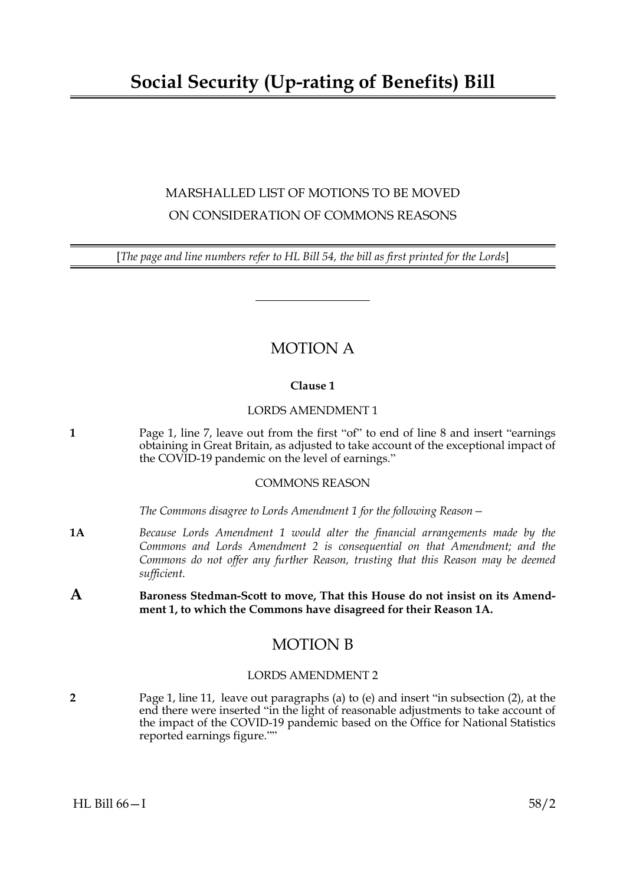# Social Security (Up-rating of Benefits) Bill

MARSHALLED LIST OF MOTIONS TO BE MOVED
ON CONSIDERATION OF COMMONS REASONS

[*The page and line numbers refer to HL Bill 54, the bill as first printed for the Lords*]

---

## MOTION A

**Clause 1**

LORDS AMENDMENT 1

**1** Page 1, line 7, leave out from the first "of" to end of line 8 and insert "earnings obtaining in Great Britain, as adjusted to take account of the exceptional impact of the COVID-19 pandemic on the level of earnings."

COMMONS REASON

*The Commons disagree to Lords Amendment 1 for the following Reason—*

**1A** *Because Lords Amendment 1 would alter the financial arrangements made by the Commons and Lords Amendment 2 is consequential on that Amendment; and the Commons do not offer any further Reason, trusting that this Reason may be deemed sufficient.*

**A** **Baroness Stedman-Scott to move, That this House do not insist on its Amendment 1, to which the Commons have disagreed for their Reason 1A.**

## MOTION B

LORDS AMENDMENT 2

**2** Page 1, line 11, leave out paragraphs (a) to (e) and insert "in subsection (2), at the end there were inserted "in the light of reasonable adjustments to take account of the impact of the COVID-19 pandemic based on the Office for National Statistics reported earnings figure.""

HL Bill 66—I 58/2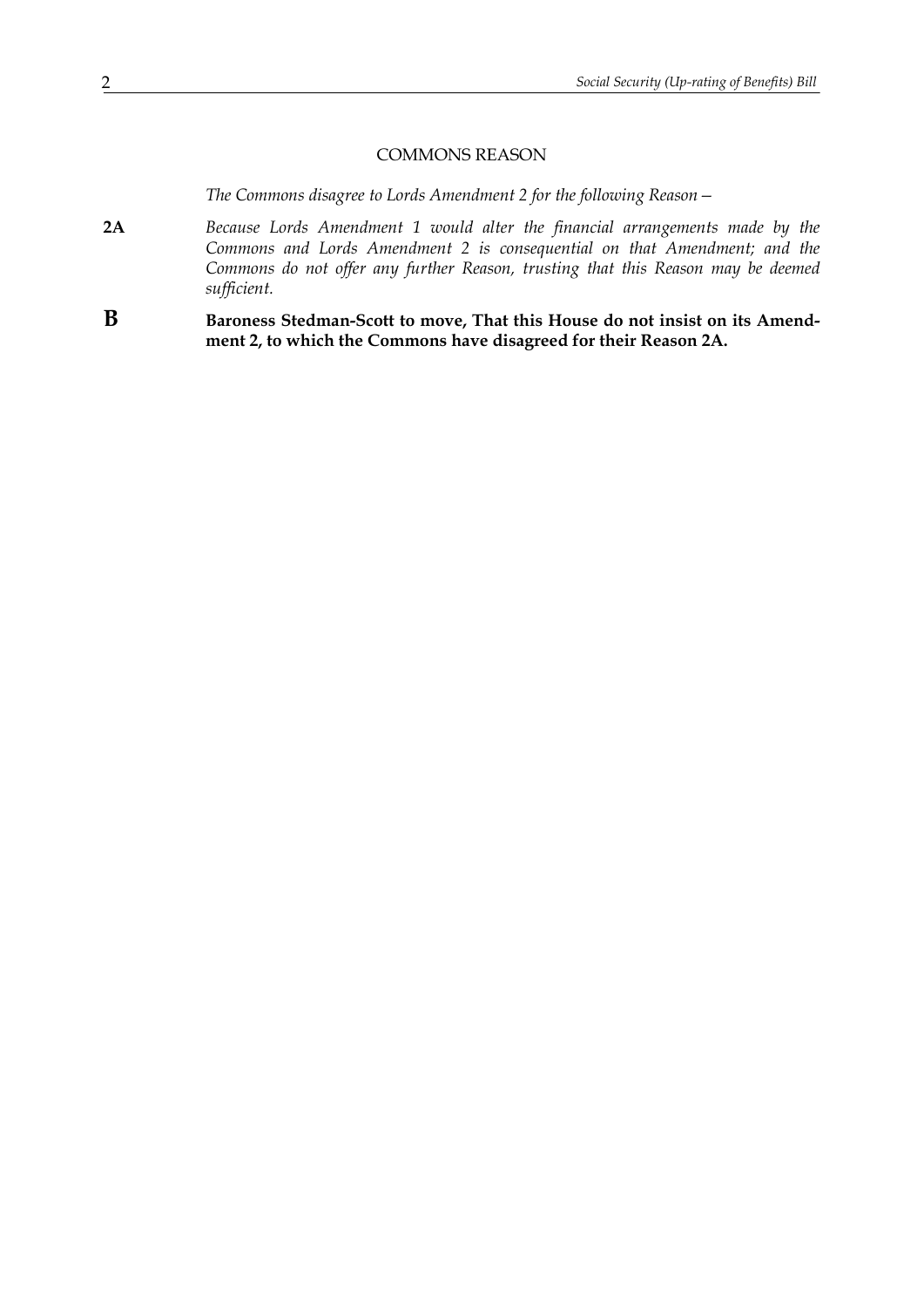## COMMONS REASON

*The Commons disagree to Lords Amendment 2 for the following Reason—*

**2A** *Because Lords Amendment 1 would alter the financial arrangements made by the Commons and Lords Amendment 2 is consequential on that Amendment; and the Commons do not offer any further Reason, trusting that this Reason may be deemed sufficient.*

**B** **Baroness Stedman-Scott to move, That this House do not insist on its Amendment 2, to which the Commons have disagreed for their Reason 2A.**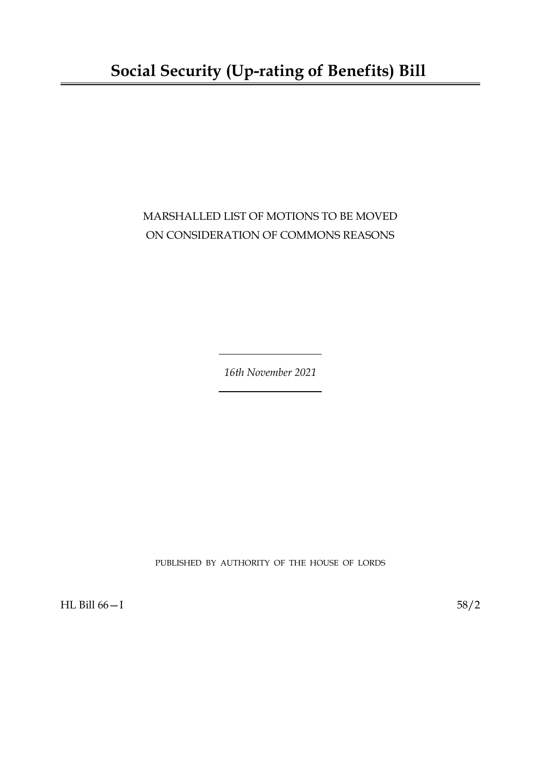# Social Security (Up-rating of Benefits) Bill

MARSHALLED LIST OF MOTIONS TO BE MOVED
ON CONSIDERATION OF COMMONS REASONS

---

*16th November 2021*

---

PUBLISHED BY AUTHORITY OF THE HOUSE OF LORDS

HL Bill 66—I 58/2